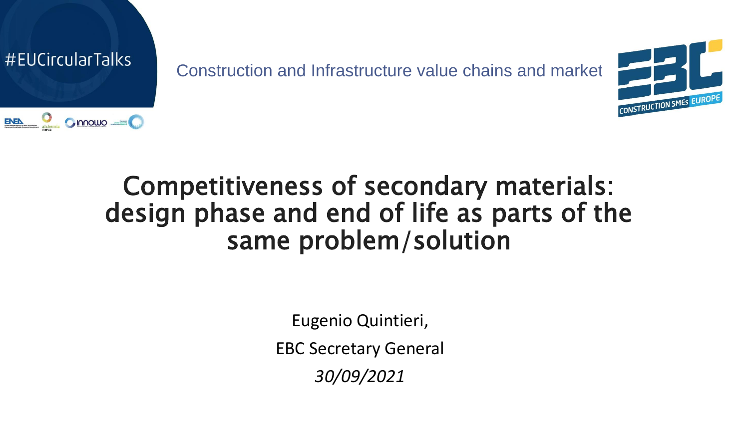#EUCircularTalks

Construction and Infrastructure value chains and market

# Competitiveness of secondary materials: design phase and end of life as parts of the same problem/solution

Eugenio Quintieri,

EBC Secretary General

*30/09/2021*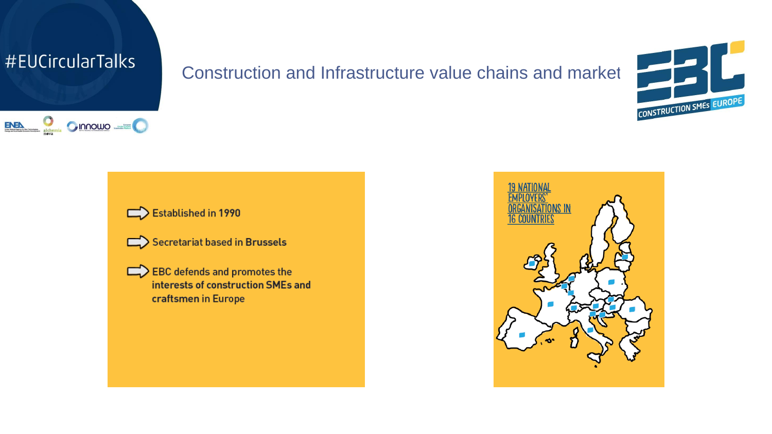#EUCircularTalks

## Construction and Infrastructure value chains and market

- Established in **1990**
- Secretariat based in **Brussels**
- EBC defends and promotes the **interests of construction SMEs and craftsmen** in Europe

19 NATIONAL EMPLOYERS' ORGANISATIONS IN 16 COUNTRIES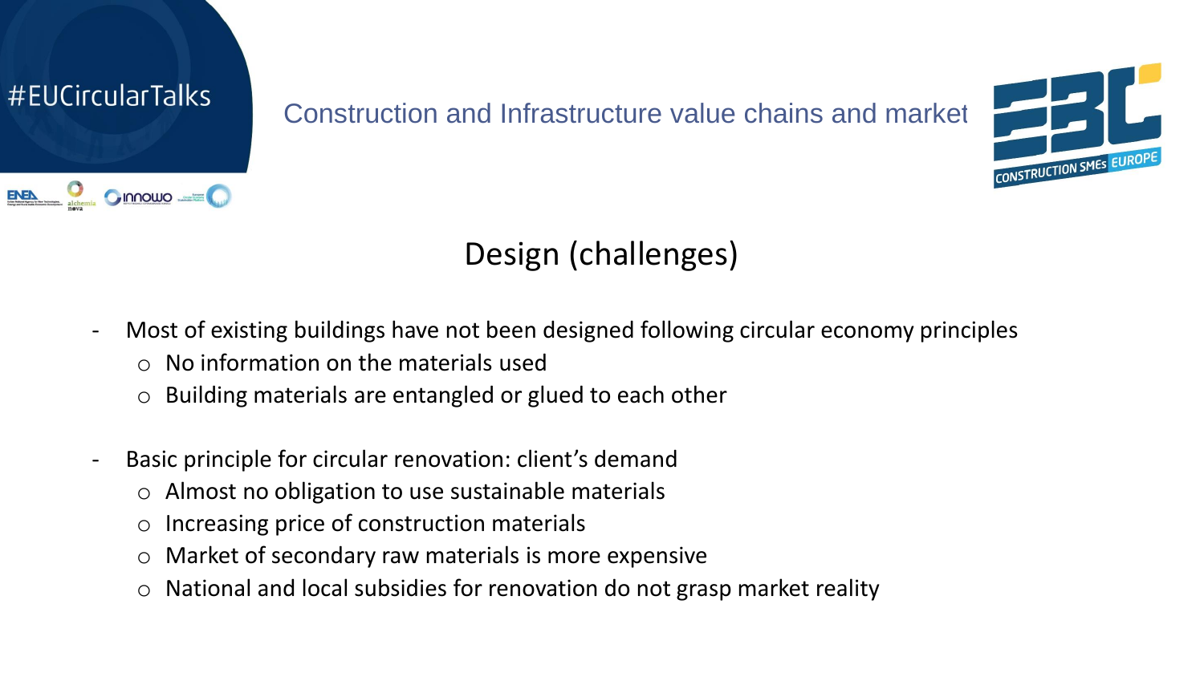## Design (challenges)

- Most of existing buildings have not been designed following circular economy principles
  - No information on the materials used
  - Building materials are entangled or glued to each other

- Basic principle for circular renovation: client's demand
  - Almost no obligation to use sustainable materials
  - Increasing price of construction materials
  - Market of secondary raw materials is more expensive
  - National and local subsidies for renovation do not grasp market reality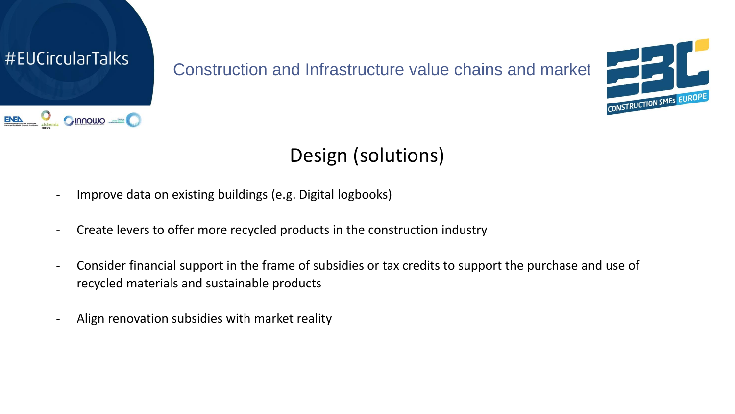# Design (solutions)

- Improve data on existing buildings (e.g. Digital logbooks)
- Create levers to offer more recycled products in the construction industry
- Consider financial support in the frame of subsidies or tax credits to support the purchase and use of recycled materials and sustainable products
- Align renovation subsidies with market reality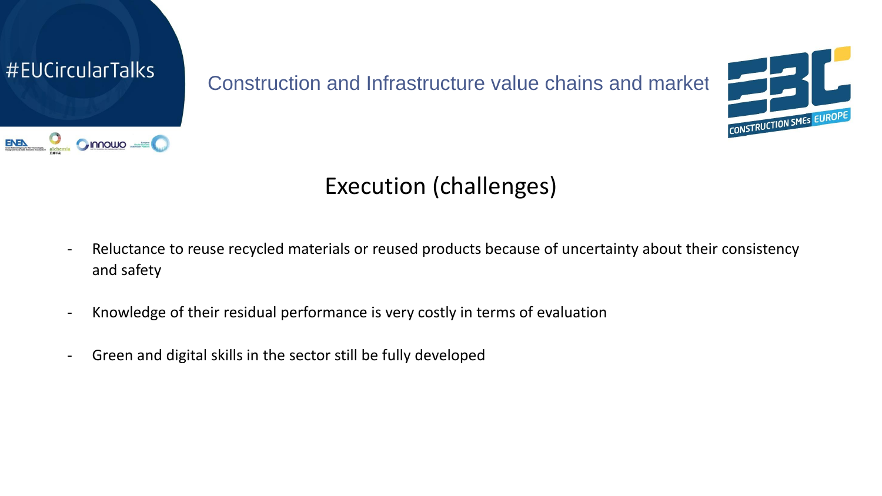# Execution (challenges)

- Reluctance to reuse recycled materials or reused products because of uncertainty about their consistency and safety
- Knowledge of their residual performance is very costly in terms of evaluation
- Green and digital skills in the sector still be fully developed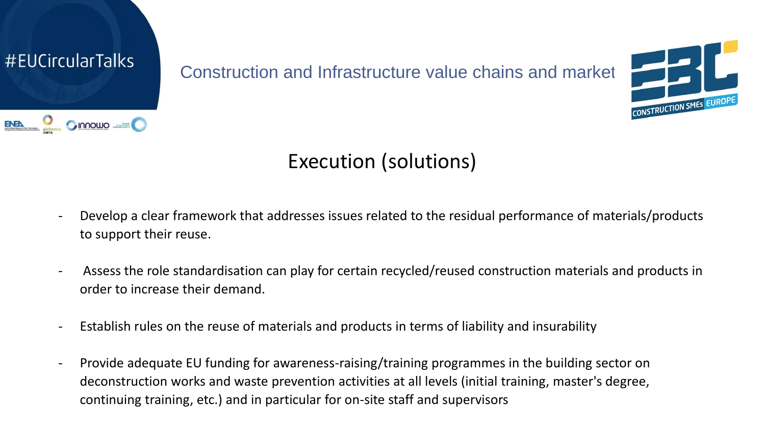# Execution (solutions)

- Develop a clear framework that addresses issues related to the residual performance of materials/products to support their reuse.
- Assess the role standardisation can play for certain recycled/reused construction materials and products in order to increase their demand.
- Establish rules on the reuse of materials and products in terms of liability and insurability
- Provide adequate EU funding for awareness-raising/training programmes in the building sector on deconstruction works and waste prevention activities at all levels (initial training, master's degree, continuing training, etc.) and in particular for on-site staff and supervisors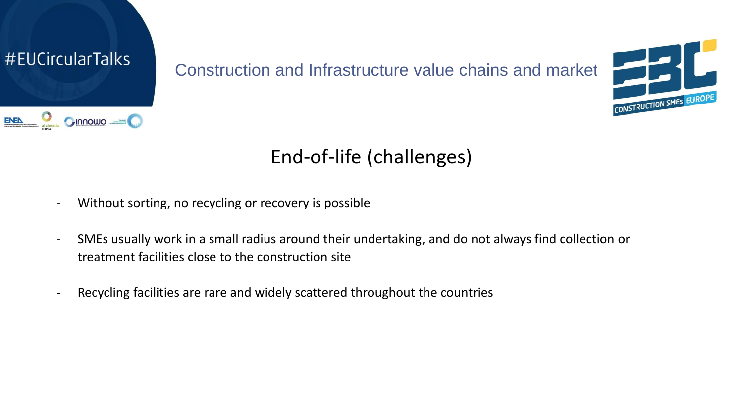## End-of-life (challenges)

- Without sorting, no recycling or recovery is possible
- SMEs usually work in a small radius around their undertaking, and do not always find collection or treatment facilities close to the construction site
- Recycling facilities are rare and widely scattered throughout the countries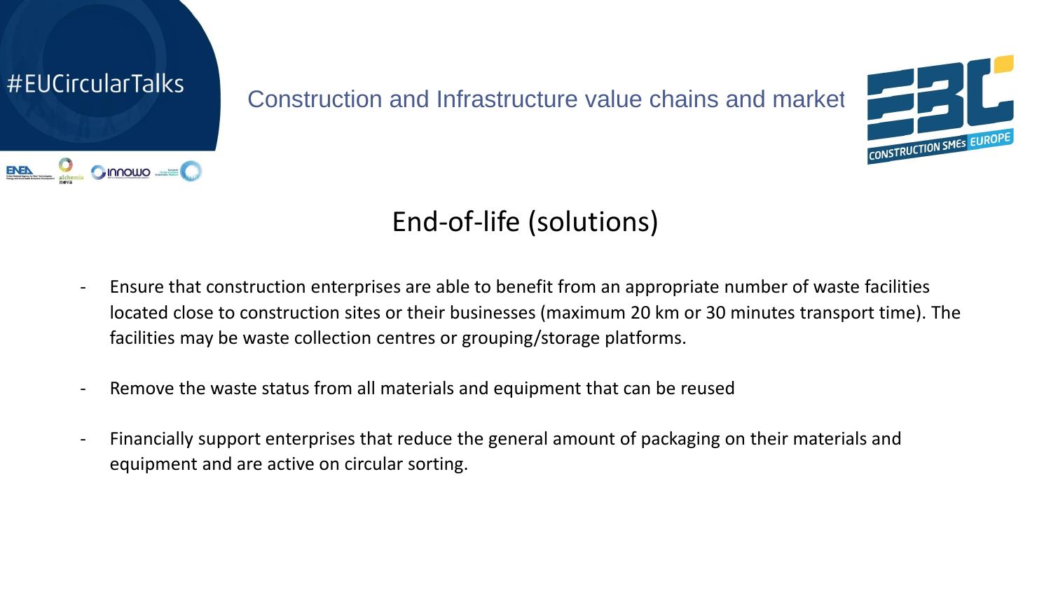#EUCircularTalks

Construction and Infrastructure value chains and market

## End-of-life (solutions)

- Ensure that construction enterprises are able to benefit from an appropriate number of waste facilities located close to construction sites or their businesses (maximum 20 km or 30 minutes transport time). The facilities may be waste collection centres or grouping/storage platforms.
- Remove the waste status from all materials and equipment that can be reused
- Financially support enterprises that reduce the general amount of packaging on their materials and equipment and are active on circular sorting.